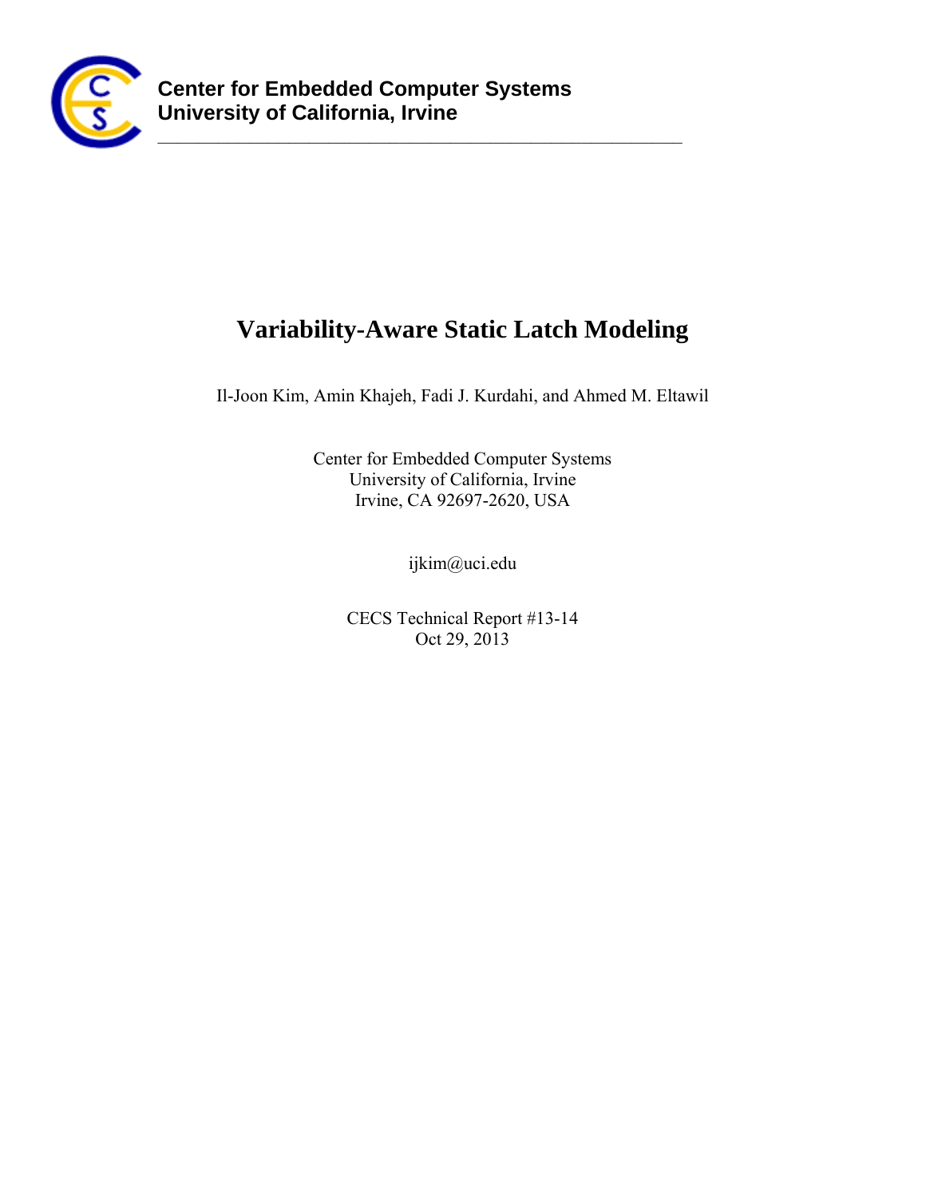**Center for Embedded Computer Systems**
**University of California, Irvine**

# Variability-Aware Static Latch Modeling

Il-Joon Kim, Amin Khajeh, Fadi J. Kurdahi, and Ahmed M. Eltawil

Center for Embedded Computer Systems
University of California, Irvine
Irvine, CA 92697-2620, USA

ijkim@uci.edu

CECS Technical Report #13-14
Oct 29, 2013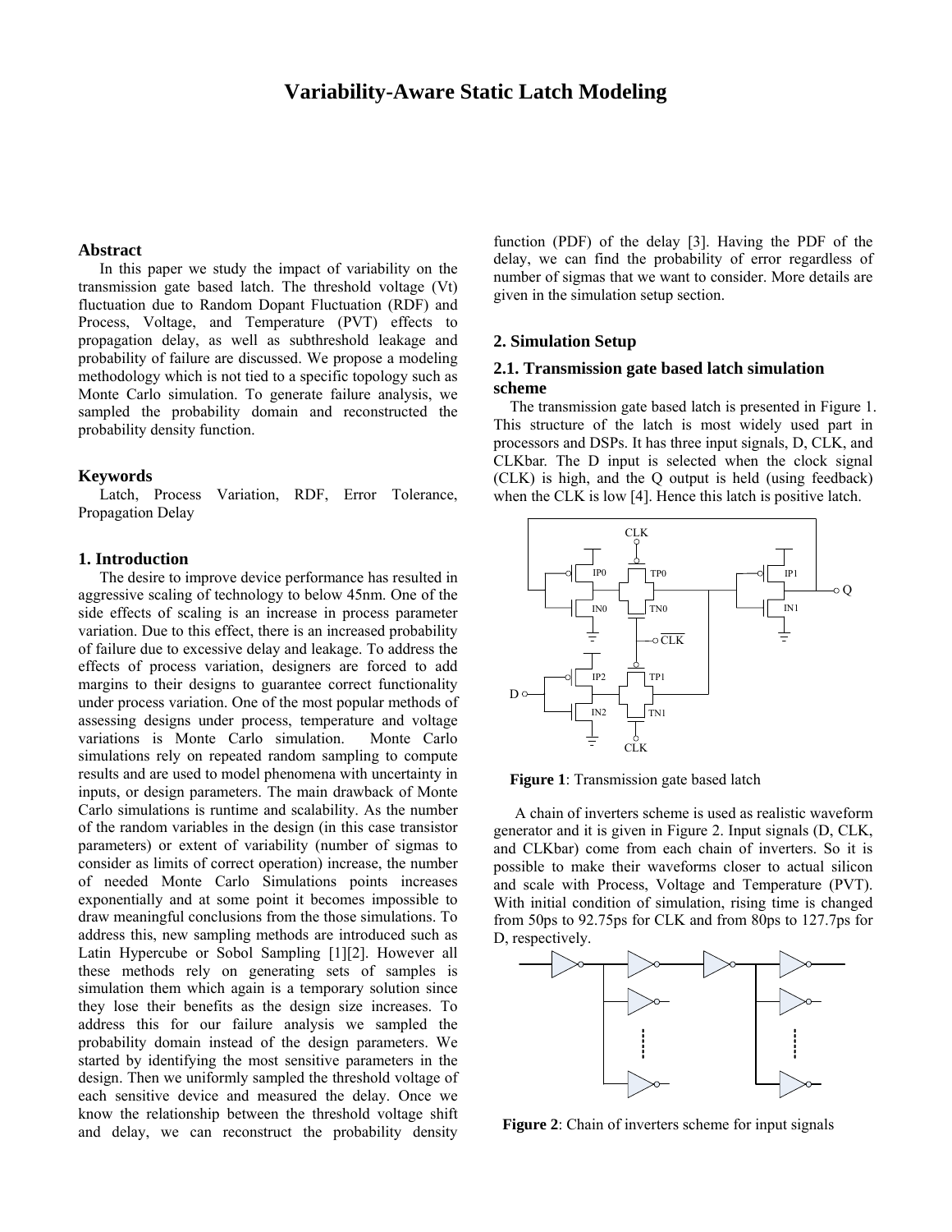# Variability-Aware Static Latch Modeling

## Abstract

In this paper we study the impact of variability on the transmission gate based latch. The threshold voltage (Vt) fluctuation due to Random Dopant Fluctuation (RDF) and Process, Voltage, and Temperature (PVT) effects to propagation delay, as well as subthreshold leakage and probability of failure are discussed. We propose a modeling methodology which is not tied to a specific topology such as Monte Carlo simulation. To generate failure analysis, we sampled the probability domain and reconstructed the probability density function.

## Keywords

Latch, Process Variation, RDF, Error Tolerance, Propagation Delay

## 1. Introduction

The desire to improve device performance has resulted in aggressive scaling of technology to below 45nm. One of the side effects of scaling is an increase in process parameter variation. Due to this effect, there is an increased probability of failure due to excessive delay and leakage. To address the effects of process variation, designers are forced to add margins to their designs to guarantee correct functionality under process variation. One of the most popular methods of assessing designs under process, temperature and voltage variations is Monte Carlo simulation. Monte Carlo simulations rely on repeated random sampling to compute results and are used to model phenomena with uncertainty in inputs, or design parameters. The main drawback of Monte Carlo simulations is runtime and scalability. As the number of the random variables in the design (in this case transistor parameters) or extent of variability (number of sigmas to consider as limits of correct operation) increase, the number of needed Monte Carlo Simulations points increases exponentially and at some point it becomes impossible to draw meaningful conclusions from the those simulations. To address this, new sampling methods are introduced such as Latin Hypercube or Sobol Sampling [1][2]. However all these methods rely on generating sets of samples is simulation them which again is a temporary solution since they lose their benefits as the design size increases. To address this for our failure analysis we sampled the probability domain instead of the design parameters. We started by identifying the most sensitive parameters in the design. Then we uniformly sampled the threshold voltage of each sensitive device and measured the delay. Once we know the relationship between the threshold voltage shift and delay, we can reconstruct the probability density function (PDF) of the delay [3]. Having the PDF of the delay, we can find the probability of error regardless of number of sigmas that we want to consider. More details are given in the simulation setup section.

## 2. Simulation Setup

### 2.1. Transmission gate based latch simulation scheme

The transmission gate based latch is presented in Figure 1. This structure of the latch is most widely used part in processors and DSPs. It has three input signals, D, CLK, and CLKbar. The D input is selected when the clock signal (CLK) is high, and the Q output is held (using feedback) when the CLK is low [4]. Hence this latch is positive latch.

CLK
IP0
TP0
IP1
Q
IN0
TN0
IN1
CLK
IP2
TP1
D
IN2
TN1
CLK

**Figure 1**: Transmission gate based latch

A chain of inverters scheme is used as realistic waveform generator and it is given in Figure 2. Input signals (D, CLK, and CLKbar) come from each chain of inverters. So it is possible to make their waveforms closer to actual silicon and scale with Process, Voltage and Temperature (PVT). With initial condition of simulation, rising time is changed from 50ps to 92.75ps for CLK and from 80ps to 127.7ps for D, respectively.

**Figure 2**: Chain of inverters scheme for input signals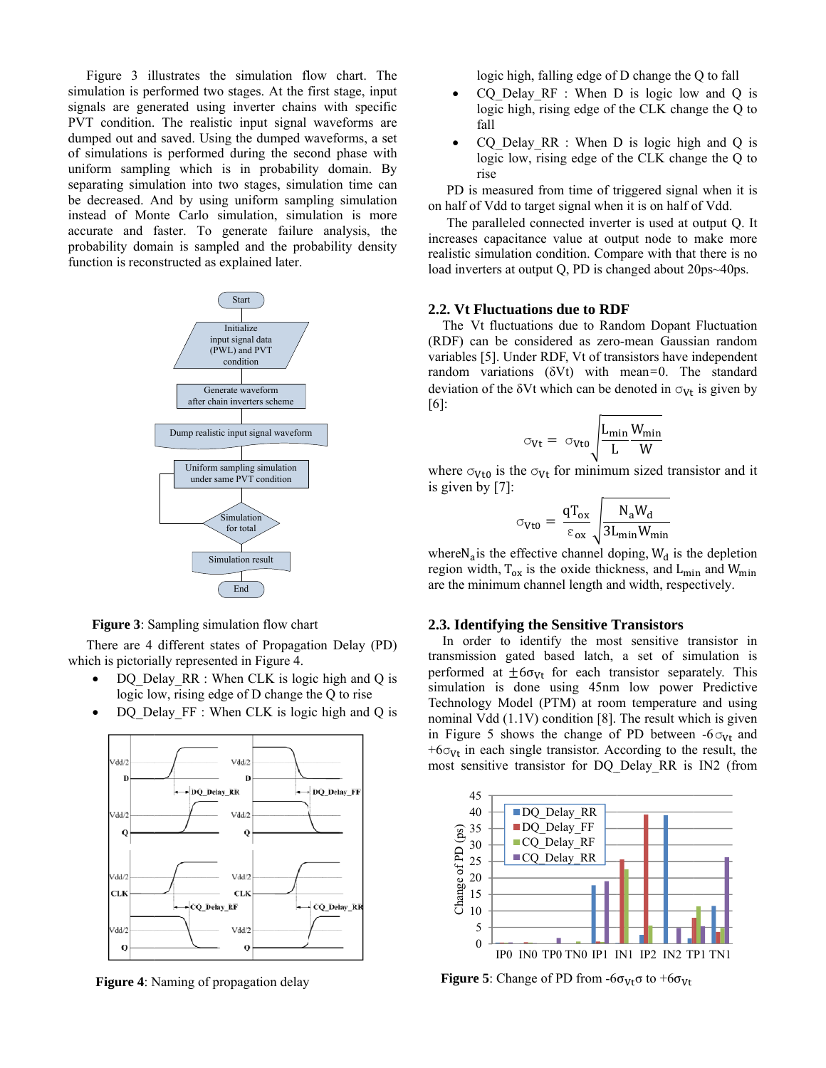Figure 3 illustrates the simulation flow chart. The simulation is performed two stages. At the first stage, input signals are generated using inverter chains with specific PVT condition. The realistic input signal waveforms are dumped out and saved. Using the dumped waveforms, a set of simulations is performed during the second phase with uniform sampling which is in probability domain. By separating simulation into two stages, simulation time can be decreased. And by using uniform sampling simulation instead of Monte Carlo simulation, simulation is more accurate and faster. To generate failure analysis, the probability domain is sampled and the probability density function is reconstructed as explained later.

Start

Initialize input signal data (PWL) and PVT condition

Generate waveform after chain inverters scheme

Dump realistic input signal waveform

Uniform sampling simulation under same PVT condition

Simulation for total

Simulation result

End

**Figure 3**: Sampling simulation flow chart

There are 4 different states of Propagation Delay (PD) which is pictorially represented in Figure 4.

- DQ_Delay_RR : When CLK is logic high and Q is logic low, rising edge of D change the Q to rise
- DQ_Delay_FF : When CLK is logic high and Q is logic high, falling edge of D change the Q to fall
- CQ_Delay_RF : When D is logic low and Q is logic high, rising edge of the CLK change the Q to fall
- CQ_Delay_RR : When D is logic high and Q is logic low, rising edge of the CLK change the Q to rise

Vdd/2
D
DQ_Delay_RR
Vdd/2
Q
Vdd/2
D
DQ_Delay_FF
Vdd/2
Q
Vdd/2
CLK
CQ_Delay_RF
Vdd/2
Q
Vdd/2
CLK
CQ_Delay_RR
Vdd/2
Q

**Figure 4**: Naming of propagation delay

PD is measured from time of triggered signal when it is on half of Vdd to target signal when it is on half of Vdd.

The paralleled connected inverter is used at output Q. It increases capacitance value at output node to make more realistic simulation condition. Compare with that there is no load inverters at output Q, PD is changed about 20ps~40ps.

### 2.2. Vt Fluctuations due to RDF

The Vt fluctuations due to Random Dopant Fluctuation (RDF) can be considered as zero-mean Gaussian random variables [5]. Under RDF, Vt of transistors have independent random variations ($\delta$Vt) with mean=0. The standard deviation of the $\delta$Vt which can be denoted in $\sigma_{Vt}$ is given by [6]:

$$\sigma_{Vt} = \sigma_{Vt0}\sqrt{\frac{L_{min}}{L}\frac{W_{min}}{W}}$$

where $\sigma_{Vt0}$ is the $\sigma_{Vt}$ for minimum sized transistor and it is given by [7]:

$$\sigma_{Vt0} = \frac{qT_{ox}}{\varepsilon_{ox}}\sqrt{\frac{N_a W_d}{3L_{min}W_{min}}}$$

where $N_a$ is the effective channel doping, $W_d$ is the depletion region width, $T_{ox}$ is the oxide thickness, and $L_{min}$ and $W_{min}$ are the minimum channel length and width, respectively.

### 2.3. Identifying the Sensitive Transistors

In order to identify the most sensitive transistor in transmission gated based latch, a set of simulation is performed at $\pm 6\sigma_{Vt}$ for each transistor separately. This simulation is done using 45nm low power Predictive Technology Model (PTM) at room temperature and using nominal Vdd (1.1V) condition [8]. The result which is given in Figure 5 shows the change of PD between $-6\sigma_{Vt}$ and $+6\sigma_{Vt}$ in each single transistor. According to the result, the most sensitive transistor for DQ_Delay_RR is IN2 (from

Change of PD (ps)
45
40
35
30
25
20
15
10
5
0
IP0 IN0 TP0 TN0 IP1 IN1 IP2 IN2 TP1 TN1
DQ_Delay_RR
DQ_Delay_FF
CQ_Delay_RF
CQ_Delay_RR

**Figure 5**: Change of PD from $-6\sigma_{Vt}\sigma$ to $+6\sigma_{Vt}$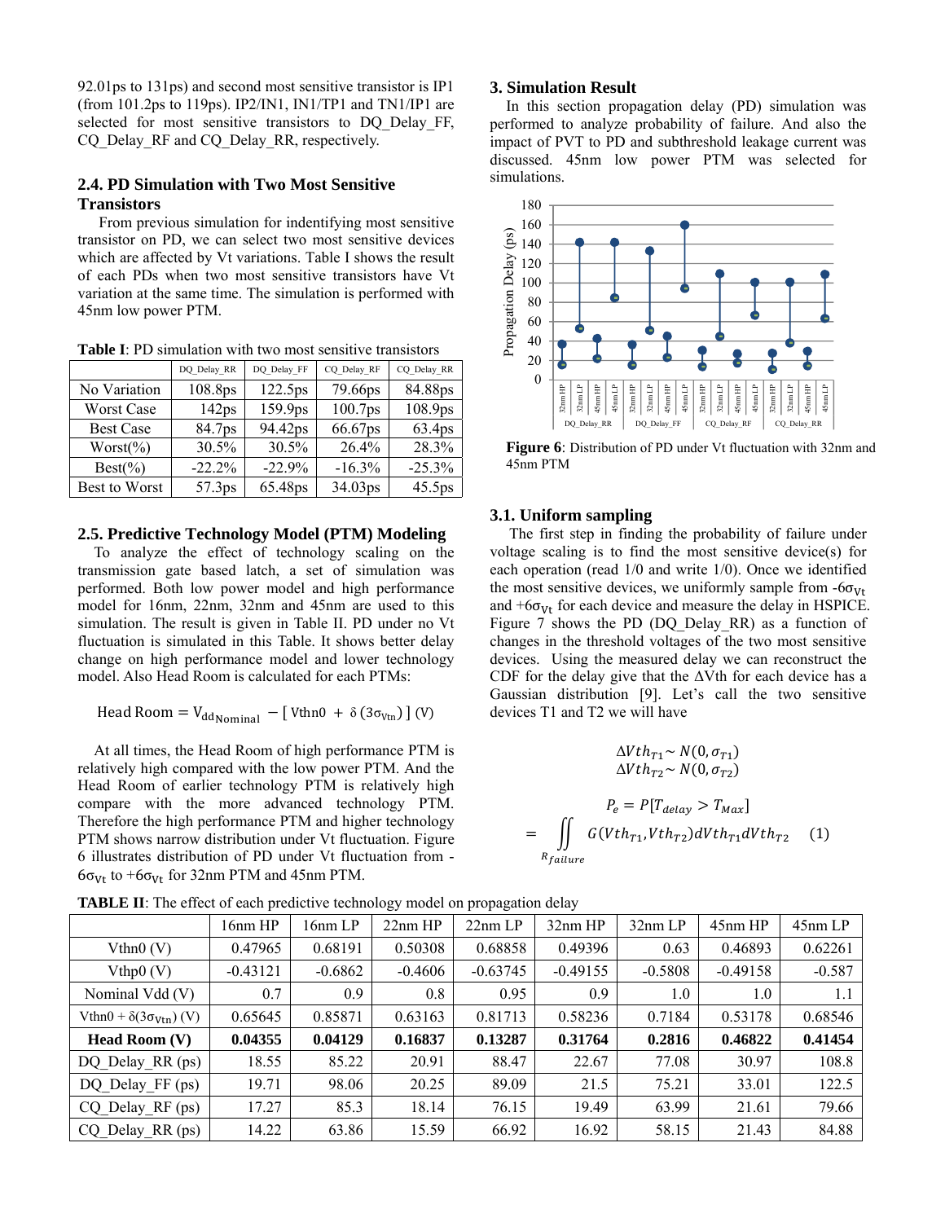92.01ps to 131ps) and second most sensitive transistor is IP1 (from 101.2ps to 119ps). IP2/IN1, IN1/TP1 and TN1/IP1 are selected for most sensitive transistors to DQ_Delay_FF, CQ_Delay_RF and CQ_Delay_RR, respectively.

### 2.4. PD Simulation with Two Most Sensitive Transistors

From previous simulation for indentifying most sensitive transistor on PD, we can select two most sensitive devices which are affected by Vt variations. Table I shows the result of each PDs when two most sensitive transistors have Vt variation at the same time. The simulation is performed with 45nm low power PTM.

**Table I**: PD simulation with two most sensitive transistors

| | DQ_Delay_RR | DQ_Delay_FF | CQ_Delay_RF | CQ_Delay_RR |
|---|---|---|---|---|
| No Variation | 108.8ps | 122.5ps | 79.66ps | 84.88ps |
| Worst Case | 142ps | 159.9ps | 100.7ps | 108.9ps |
| Best Case | 84.7ps | 94.42ps | 66.67ps | 63.4ps |
| Worst(%) | 30.5% | 30.5% | 26.4% | 28.3% |
| Best(%) | -22.2% | -22.9% | -16.3% | -25.3% |
| Best to Worst | 57.3ps | 65.48ps | 34.03ps | 45.5ps |

### 2.5. Predictive Technology Model (PTM) Modeling

To analyze the effect of technology scaling on the transmission gate based latch, a set of simulation was performed. Both low power model and high performance model for 16nm, 22nm, 32nm and 45nm are used to this simulation. The result is given in Table II. PD under no Vt fluctuation is simulated in this Table. It shows better delay change on high performance model and lower technology model. Also Head Room is calculated for each PTMs:

$$\text{Head Room} = V_{dd_{Nominal}} - [\,\text{Vthn0} + \delta\,(3\sigma_{Vtn})\,]\ (\text{V})$$

At all times, the Head Room of high performance PTM is relatively high compared with the low power PTM. And the Head Room of earlier technology PTM is relatively high compare with the more advanced technology PTM. Therefore the high performance PTM and higher technology PTM shows narrow distribution under Vt fluctuation. Figure 6 illustrates distribution of PD under Vt fluctuation from $-6\sigma_{Vt}$ to $+6\sigma_{Vt}$ for 32nm PTM and 45nm PTM.

## 3. Simulation Result

In this section propagation delay (PD) simulation was performed to analyze probability of failure. And also the impact of PVT to PD and subthreshold leakage current was discussed. 45nm low power PTM was selected for simulations.

Propagation Delay (ps)
180
160
140
120
100
80
60
40
20
0
32nm HP
32nm LP
45nm HP
45nm LP
32nm HP
32nm LP
45nm HP
45nm LP
32nm HP
32nm LP
45nm HP
45nm LP
32nm HP
32nm LP
45nm HP
45nm LP
DQ_Delay_RR
DQ_Delay_FF
CQ_Delay_RF
CQ_Delay_RR

**Figure 6**: Distribution of PD under Vt fluctuation with 32nm and 45nm PTM

### 3.1. Uniform sampling

The first step in finding the probability of failure under voltage scaling is to find the most sensitive device(s) for each operation (read 1/0 and write 1/0). Once we identified the most sensitive devices, we uniformly sample from $-6\sigma_{Vt}$ and $+6\sigma_{Vt}$ for each device and measure the delay in HSPICE. Figure 7 shows the PD (DQ_Delay_RR) as a function of changes in the threshold voltages of the two most sensitive devices. Using the measured delay we can reconstruct the CDF for the delay give that the ΔVth for each device has a Gaussian distribution [9]. Let's call the two sensitive devices T1 and T2 we will have

$$\Delta Vth_{T1} \sim N(0, \sigma_{T1})$$
$$\Delta Vth_{T2} \sim N(0, \sigma_{T2})$$

$$P_e = P[T_{delay} > T_{Max}] = \iint_{R_{failure}} G(Vth_{T1}, Vth_{T2})\, dVth_{T1}\, dVth_{T2} \quad (1)$$

**TABLE II**: The effect of each predictive technology model on propagation delay

| | 16nm HP | 16nm LP | 22nm HP | 22nm LP | 32nm HP | 32nm LP | 45nm HP | 45nm LP |
|---|---|---|---|---|---|---|---|---|
| Vthn0 (V) | 0.47965 | 0.68191 | 0.50308 | 0.68858 | 0.49396 | 0.63 | 0.46893 | 0.62261 |
| Vthp0 (V) | -0.43121 | -0.6862 | -0.4606 | -0.63745 | -0.49155 | -0.5808 | -0.49158 | -0.587 |
| Nominal Vdd (V) | 0.7 | 0.9 | 0.8 | 0.95 | 0.9 | 1.0 | 1.0 | 1.1 |
| Vthn0 + $\delta(3\sigma_{Vtn})$ (V) | 0.65645 | 0.85871 | 0.63163 | 0.81713 | 0.58236 | 0.7184 | 0.53178 | 0.68546 |
| **Head Room (V)** | **0.04355** | **0.04129** | **0.16837** | **0.13287** | **0.31764** | **0.2816** | **0.46822** | **0.41454** |
| DQ_Delay_RR (ps) | 18.55 | 85.22 | 20.91 | 88.47 | 22.67 | 77.08 | 30.97 | 108.8 |
| DQ_Delay_FF (ps) | 19.71 | 98.06 | 20.25 | 89.09 | 21.5 | 75.21 | 33.01 | 122.5 |
| CQ_Delay_RF (ps) | 17.27 | 85.3 | 18.14 | 76.15 | 19.49 | 63.99 | 21.61 | 79.66 |
| CQ_Delay_RR (ps) | 14.22 | 63.86 | 15.59 | 66.92 | 16.92 | 58.15 | 21.43 | 84.88 |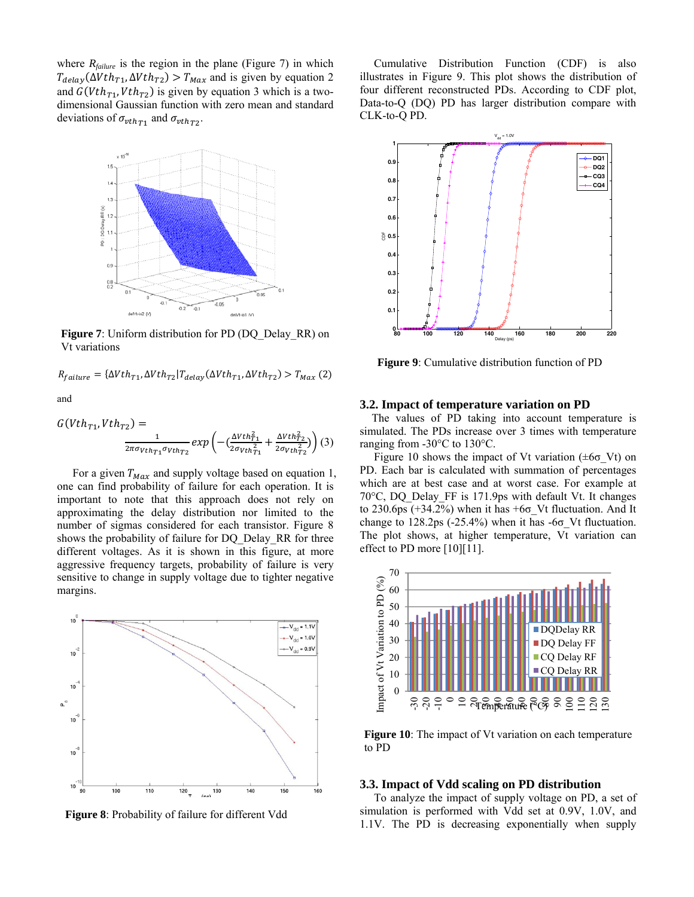where $R_{failure}$ is the region in the plane (Figure 7) in which $T_{delay}(\Delta Vth_{T1}, \Delta Vth_{T2}) > T_{Max}$ and is given by equation 2 and $G(Vth_{T1}, Vth_{T2})$ is given by equation 3 which is a two-dimensional Gaussian function with zero mean and standard deviations of $\sigma_{vth_{T1}}$ and $\sigma_{vth_{T2}}$.

x 10^-10
1.5
1.4
1.3
1.2
1.1
1
0.9
0.8
PD : DQ Delay RR (s)
0.2
0.1
0
-0.1
-0.2
delVt-in2 (V)
-0.1
-0.05
0
0.05
0.1
delVt-in1 (V)

**Figure 7**: Uniform distribution for PD (DQ_Delay_RR) on Vt variations

$$R_{failure} = \{\Delta Vth_{T1}, \Delta Vth_{T2} | T_{delay}(\Delta Vth_{T1}, \Delta Vth_{T2}) > T_{Max} \quad (2)$$

and

$$G(Vth_{T1}, Vth_{T2}) = \frac{1}{2\pi\sigma_{Vth_{T1}}\sigma_{Vth_{T2}}} exp\left(-\left(\frac{\Delta Vth_{T1}^2}{2\sigma_{Vth_{T1}}^2} + \frac{\Delta Vth_{T2}^2}{2\sigma_{Vth_{T2}}^2}\right)\right) \quad (3)$$

For a given $T_{Max}$ and supply voltage based on equation 1, one can find probability of failure for each operation. It is important to note that this approach does not rely on approximating the delay distribution nor limited to the number of sigmas considered for each transistor. Figure 8 shows the probability of failure for DQ_Delay_RR for three different voltages. As it is shown in this figure, at more aggressive frequency targets, probability of failure is very sensitive to change in supply voltage due to tighter negative margins.

$V_{dd}$ = 1.1V
$V_{dd}$ = 1.0V
$V_{dd}$ = 0.9V
$10^0$
$10^{-2}$
$10^{-4}$
$10^{-6}$
$10^{-8}$
$10^{-10}$
$P_f$
90
100
110
120
130
140
150
160
$T_{max}$ (ps)

**Figure 8**: Probability of failure for different Vdd

Cumulative Distribution Function (CDF) is also illustrates in Figure 9. This plot shows the distribution of four different reconstructed PDs. According to CDF plot, Data-to-Q (DQ) PD has larger distribution compare with CLK-to-Q PD.

$V_{dd}$ = 1.0V
DQ1
DQ2
CQ3
CQ4
CDF
0
0.1
0.2
0.3
0.4
0.5
0.6
0.7
0.8
0.9
1
80
100
120
140
160
180
200
220
Delay (ps)

**Figure 9**: Cumulative distribution function of PD

### 3.2. Impact of temperature variation on PD

The values of PD taking into account temperature is simulated. The PDs increase over 3 times with temperature ranging from -30°C to 130°C.

Figure 10 shows the impact of Vt variation (±6σ_Vt) on PD. Each bar is calculated with summation of percentages which are at best case and at worst case. For example at 70°C, DQ_Delay_FF is 171.9ps with default Vt. It changes to 230.6ps (+34.2%) when it has +6σ_Vt fluctuation. And It change to 128.2ps (-25.4%) when it has -6σ_Vt fluctuation. The plot shows, at higher temperature, Vt variation can effect to PD more [10][11].

Impact of Vt Variation to PD (%)
0
10
20
30
40
50
60
70
DQDelay RR
DQ Delay FF
CQ Delay RF
CQ Delay RR
-30
-20
-10
0
10
20
30
40
50
60
70
80
90
100
110
120
130
Temperature (°C)

**Figure 10**: The impact of Vt variation on each temperature to PD

### 3.3. Impact of Vdd scaling on PD distribution

To analyze the impact of supply voltage on PD, a set of simulation is performed with Vdd set at 0.9V, 1.0V, and 1.1V. The PD is decreasing exponentially when supply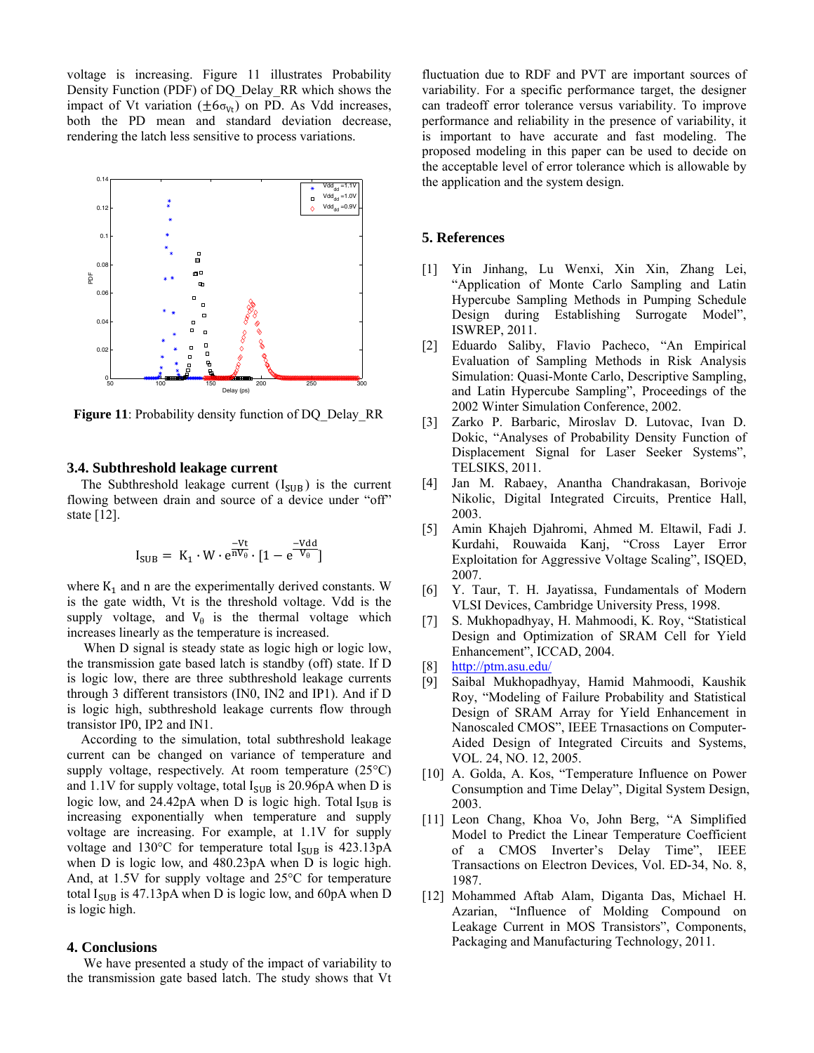voltage is increasing. Figure 11 illustrates Probability Density Function (PDF) of DQ_Delay_RR which shows the impact of Vt variation ($\pm 6\sigma_{Vt}$) on PD. As Vdd increases, both the PD mean and standard deviation decrease, rendering the latch less sensitive to process variations.

0.14
0.12
0.1
0.08
0.06
0.04
0.02
0
PDF
50
100
150
200
250
300
Delay (ps)
Vdd$_{dd}$=1.1V
Vdd$_{dd}$=1.0V
Vdd$_{dd}$=0.9V

**Figure 11**: Probability density function of DQ_Delay_RR

### 3.4. Subthreshold leakage current

The Subthreshold leakage current ($I_{SUB}$) is the current flowing between drain and source of a device under "off" state [12].

$$I_{SUB} = K_1 \cdot W \cdot e^{\frac{-Vt}{nV_\theta}} \cdot [1 - e^{\frac{-Vdd}{V_\theta}}]$$

where $K_1$ and n are the experimentally derived constants. W is the gate width, Vt is the threshold voltage. Vdd is the supply voltage, and $V_\theta$ is the thermal voltage which increases linearly as the temperature is increased.

When D signal is steady state as logic high or logic low, the transmission gate based latch is standby (off) state. If D is logic low, there are three subthreshold leakage currents through 3 different transistors (IN0, IN2 and IP1). And if D is logic high, subthreshold leakage currents flow through transistor IP0, IP2 and IN1.

According to the simulation, total subthreshold leakage current can be changed on variance of temperature and supply voltage, respectively. At room temperature (25°C) and 1.1V for supply voltage, total $I_{SUB}$ is 20.96pA when D is logic low, and 24.42pA when D is logic high. Total $I_{SUB}$ is increasing exponentially when temperature and supply voltage are increasing. For example, at 1.1V for supply voltage and 130°C for temperature total $I_{SUB}$ is 423.13pA when D is logic low, and 480.23pA when D is logic high. And, at 1.5V for supply voltage and 25°C for temperature total $I_{SUB}$ is 47.13pA when D is logic low, and 60pA when D is logic high.

## 4. Conclusions

We have presented a study of the impact of variability to the transmission gate based latch. The study shows that Vt fluctuation due to RDF and PVT are important sources of variability. For a specific performance target, the designer can tradeoff error tolerance versus variability. To improve performance and reliability in the presence of variability, it is important to have accurate and fast modeling. The proposed modeling in this paper can be used to decide on the acceptable level of error tolerance which is allowable by the application and the system design.

## 5. References

[1] Yin Jinhang, Lu Wenxi, Xin Xin, Zhang Lei, "Application of Monte Carlo Sampling and Latin Hypercube Sampling Methods in Pumping Schedule Design during Establishing Surrogate Model", ISWREP, 2011.

[2] Eduardo Saliby, Flavio Pacheco, "An Empirical Evaluation of Sampling Methods in Risk Analysis Simulation: Quasi-Monte Carlo, Descriptive Sampling, and Latin Hypercube Sampling", Proceedings of the 2002 Winter Simulation Conference, 2002.

[3] Zarko P. Barbaric, Miroslav D. Lutovac, Ivan D. Dokic, "Analyses of Probability Density Function of Displacement Signal for Laser Seeker Systems", TELSIKS, 2011.

[4] Jan M. Rabaey, Anantha Chandrakasan, Borivoje Nikolic, Digital Integrated Circuits, Prentice Hall, 2003.

[5] Amin Khajeh Djahromi, Ahmed M. Eltawil, Fadi J. Kurdahi, Rouwaida Kanj, "Cross Layer Error Exploitation for Aggressive Voltage Scaling", ISQED, 2007.

[6] Y. Taur, T. H. Jayatissa, Fundamentals of Modern VLSI Devices, Cambridge University Press, 1998.

[7] S. Mukhopadhyay, H. Mahmoodi, K. Roy, "Statistical Design and Optimization of SRAM Cell for Yield Enhancement", ICCAD, 2004.

[8] http://ptm.asu.edu/

[9] Saibal Mukhopadhyay, Hamid Mahmoodi, Kaushik Roy, "Modeling of Failure Probability and Statistical Design of SRAM Array for Yield Enhancement in Nanoscaled CMOS", IEEE Trnasactions on Computer-Aided Design of Integrated Circuits and Systems, VOL. 24, NO. 12, 2005.

[10] A. Golda, A. Kos, "Temperature Influence on Power Consumption and Time Delay", Digital System Design, 2003.

[11] Leon Chang, Khoa Vo, John Berg, "A Simplified Model to Predict the Linear Temperature Coefficient of a CMOS Inverter's Delay Time", IEEE Transactions on Electron Devices, Vol. ED-34, No. 8, 1987.

[12] Mohammed Aftab Alam, Diganta Das, Michael H. Azarian, "Influence of Molding Compound on Leakage Current in MOS Transistors", Components, Packaging and Manufacturing Technology, 2011.